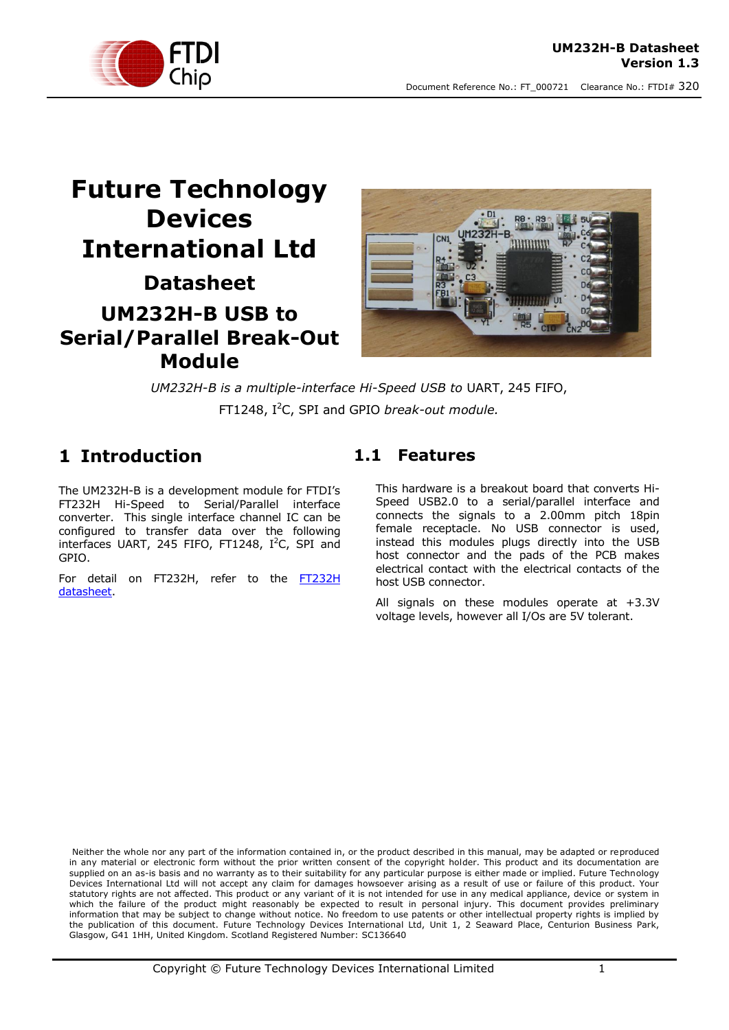# Future Technology Devices International Ltd

## Datasheet

## UM232H-B USB to Serial/Parallel Break-Out Module

*UM232H-B is a multiple-interface Hi-Speed USB to* UART, 245 FIFO, FT1248, $I^2C$, SPI and GPIO *break-out module.*

## 1 Introduction

The UM232H-B is a development module for FTDI's FT232H Hi-Speed to Serial/Parallel interface converter. This single interface channel IC can be configured to transfer data over the following interfaces UART, 245 FIFO, FT1248, $I^2C$, SPI and GPIO.

For detail on FT232H, refer to the [FT232H datasheet](FT232H datasheet).

## 1.1 Features

This hardware is a breakout board that converts Hi-Speed USB2.0 to a serial/parallel interface and connects the signals to a 2.00mm pitch 18pin female receptacle. No USB connector is used, instead this modules plugs directly into the USB host connector and the pads of the PCB makes electrical contact with the electrical contacts of the host USB connector.

All signals on these modules operate at +3.3V voltage levels, however all I/Os are 5V tolerant.

Neither the whole nor any part of the information contained in, or the product described in this manual, may be adapted or reproduced in any material or electronic form without the prior written consent of the copyright holder. This product and its documentation are supplied on an as-is basis and no warranty as to their suitability for any particular purpose is either made or implied. Future Technology Devices International Ltd will not accept any claim for damages howsoever arising as a result of use or failure of this product. Your statutory rights are not affected. This product or any variant of it is not intended for use in any medical appliance, device or system in which the failure of the product might reasonably be expected to result in personal injury. This document provides preliminary information that may be subject to change without notice. No freedom to use patents or other intellectual property rights is implied by the publication of this document. Future Technology Devices International Ltd, Unit 1, 2 Seaward Place, Centurion Business Park, Glasgow, G41 1HH, United Kingdom. Scotland Registered Number: SC136640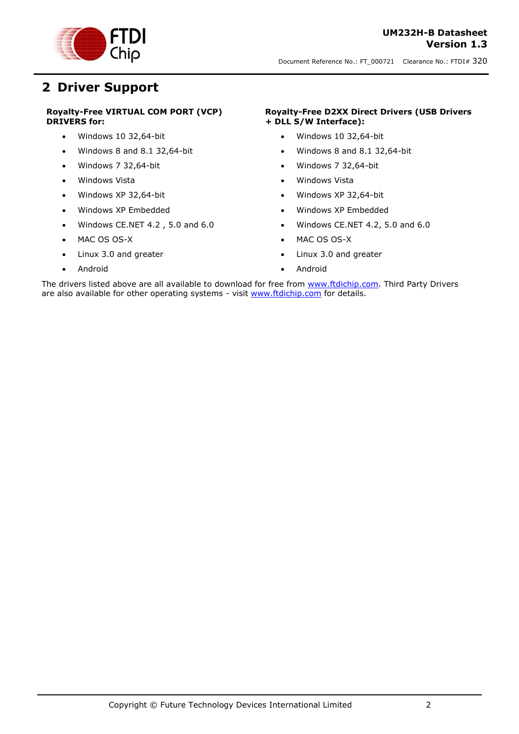# 2 Driver Support

**Royalty-Free VIRTUAL COM PORT (VCP) DRIVERS for:**

- Windows 10 32,64-bit
- Windows 8 and 8.1 32,64-bit
- Windows 7 32,64-bit
- Windows Vista
- Windows XP 32,64-bit
- Windows XP Embedded
- Windows CE.NET 4.2 , 5.0 and 6.0
- MAC OS OS-X
- Linux 3.0 and greater
- Android

**Royalty-Free D2XX Direct Drivers (USB Drivers + DLL S/W Interface):**

- Windows 10 32,64-bit
- Windows 8 and 8.1 32,64-bit
- Windows 7 32,64-bit
- Windows Vista
- Windows XP 32,64-bit
- Windows XP Embedded
- Windows CE.NET 4.2, 5.0 and 6.0
- MAC OS OS-X
- Linux 3.0 and greater
- Android

The drivers listed above are all available to download for free from www.ftdichip.com. Third Party Drivers are also available for other operating systems - visit www.ftdichip.com for details.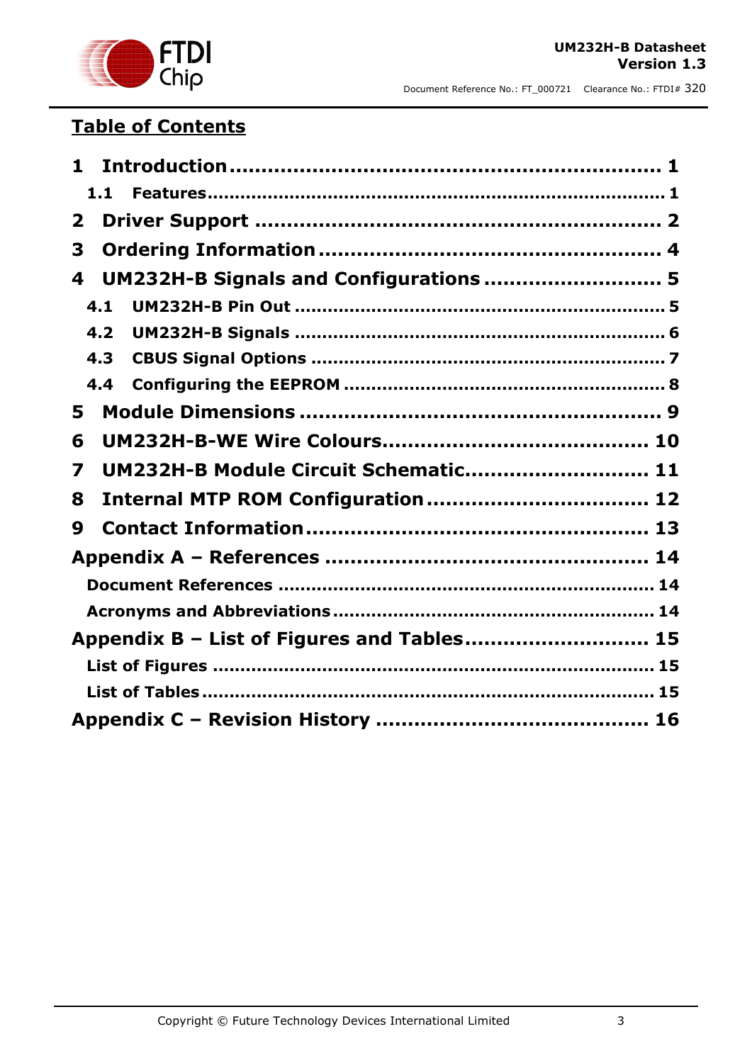## Table of Contents

**1 Introduction .................................................................. 1**

- **1.1 Features ........................................................................ 1**

**2 Driver Support .............................................................. 2**

**3 Ordering Information ..................................................... 4**

**4 UM232H-B Signals and Configurations ........................... 5**

- **4.1 UM232H-B Pin Out ..................................................... 5**
- **4.2 UM232H-B Signals ..................................................... 6**
- **4.3 CBUS Signal Options .................................................. 7**
- **4.4 Configuring the EEPROM ............................................ 8**

**5 Module Dimensions ........................................................ 9**

**6 UM232H-B-WE Wire Colours......................................... 10**

**7 UM232H-B Module Circuit Schematic............................ 11**

**8 Internal MTP ROM Configuration.................................. 12**

**9 Contact Information..................................................... 13**

**Appendix A – References ................................................. 14**

- **Document References ..................................................... 14**
- **Acronyms and Abbreviations........................................... 14**

**Appendix B – List of Figures and Tables............................ 15**

- **List of Figures ............................................................... 15**
- **List of Tables................................................................. 15**

**Appendix C – Revision History .......................................... 16**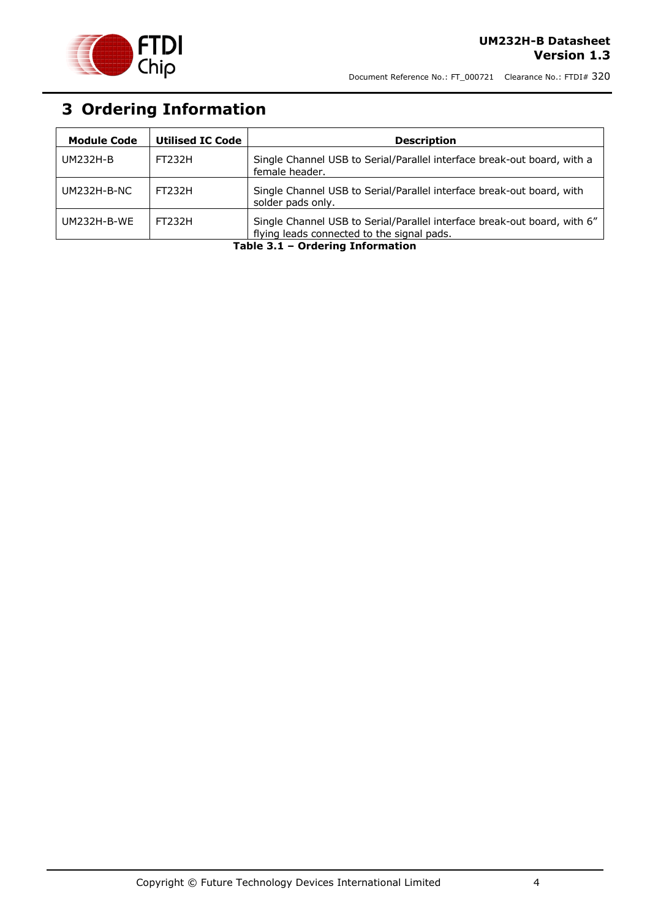# 3 Ordering Information

| Module Code | Utilised IC Code | Description |
|---|---|---|
| UM232H-B | FT232H | Single Channel USB to Serial/Parallel interface break-out board, with a female header. |
| UM232H-B-NC | FT232H | Single Channel USB to Serial/Parallel interface break-out board, with solder pads only. |
| UM232H-B-WE | FT232H | Single Channel USB to Serial/Parallel interface break-out board, with 6" flying leads connected to the signal pads. |

**Table 3.1 – Ordering Information**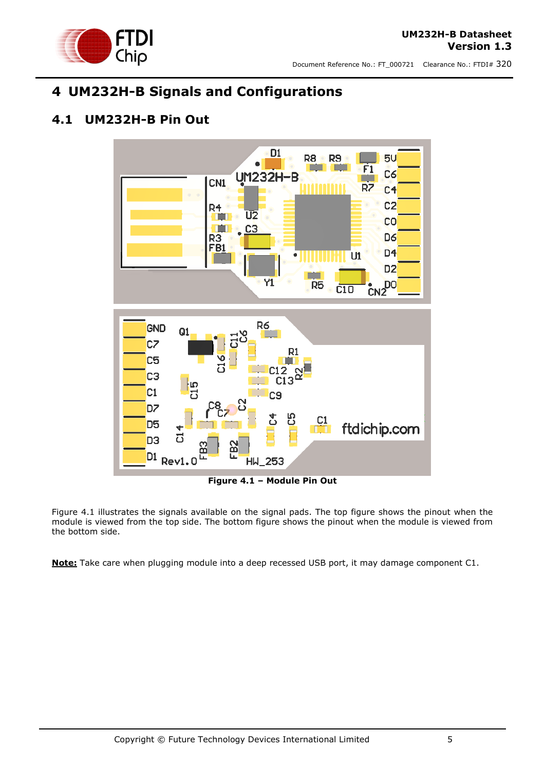# 4 UM232H-B Signals and Configurations

## 4.1 UM232H-B Pin Out

**Figure 4.1 – Module Pin Out**

Figure 4.1 illustrates the signals available on the signal pads. The top figure shows the pinout when the module is viewed from the top side. The bottom figure shows the pinout when the module is viewed from the bottom side.

**Note:** Take care when plugging module into a deep recessed USB port, it may damage component C1.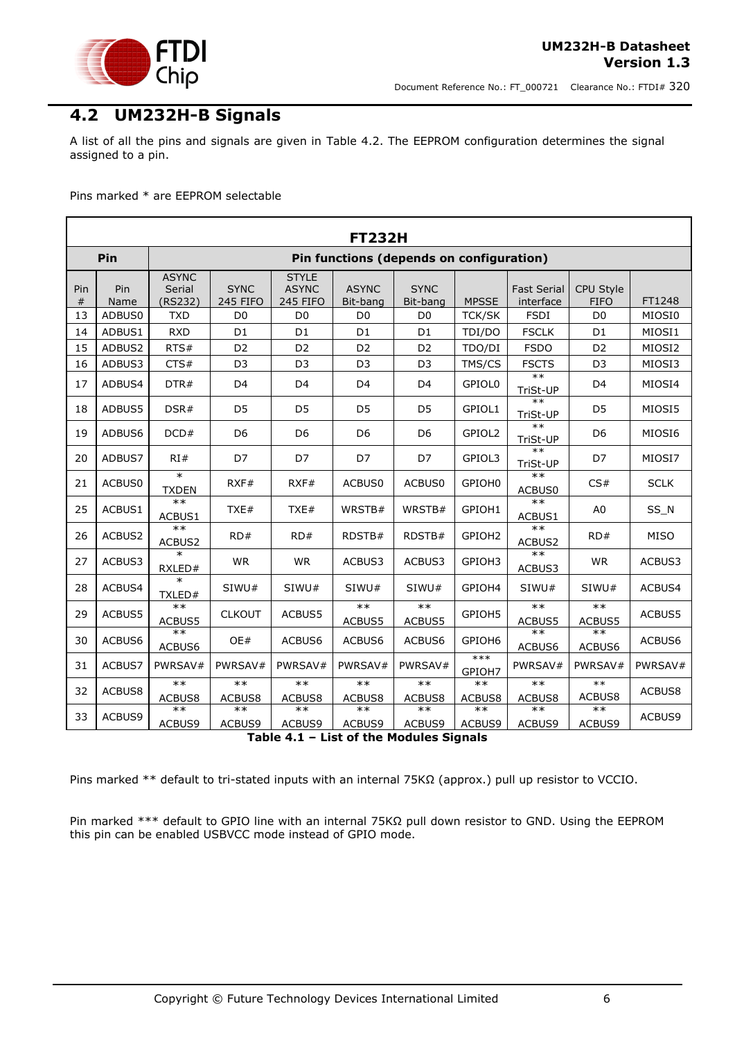## 4.2 UM232H-B Signals

A list of all the pins and signals are given in Table 4.2. The EEPROM configuration determines the signal assigned to a pin.

Pins marked * are EEPROM selectable

| FT232H | | | | | | | | | | |
|---|---|---|---|---|---|---|---|---|---|---|
| **Pin** | | **Pin functions (depends on configuration)** | | | | | | | | |
| Pin # | Pin Name | ASYNC Serial (RS232) | SYNC 245 FIFO | STYLE ASYNC 245 FIFO | ASYNC Bit-bang | SYNC Bit-bang | MPSSE | Fast Serial interface | CPU Style FIFO | FT1248 |
| 13 | ADBUS0 | TXD | D0 | D0 | D0 | D0 | TCK/SK | FSDI | D0 | MIOSI0 |
| 14 | ADBUS1 | RXD | D1 | D1 | D1 | D1 | TDI/DO | FSCLK | D1 | MIOSI1 |
| 15 | ADBUS2 | RTS# | D2 | D2 | D2 | D2 | TDO/DI | FSDO | D2 | MIOSI2 |
| 16 | ADBUS3 | CTS# | D3 | D3 | D3 | D3 | TMS/CS | FSCTS | D3 | MIOSI3 |
| 17 | ADBUS4 | DTR# | D4 | D4 | D4 | D4 | GPIOL0 | ** TriSt-UP | D4 | MIOSI4 |
| 18 | ADBUS5 | DSR# | D5 | D5 | D5 | D5 | GPIOL1 | ** TriSt-UP | D5 | MIOSI5 |
| 19 | ADBUS6 | DCD# | D6 | D6 | D6 | D6 | GPIOL2 | ** TriSt-UP | D6 | MIOSI6 |
| 20 | ADBUS7 | RI# | D7 | D7 | D7 | D7 | GPIOL3 | ** TriSt-UP | D7 | MIOSI7 |
| 21 | ACBUS0 | * TXDEN | RXF# | RXF# | ACBUS0 | ACBUS0 | GPIOH0 | ** ACBUS0 | CS# | SCLK |
| 25 | ACBUS1 | ** ACBUS1 | TXE# | TXE# | WRSTB# | WRSTB# | GPIOH1 | ** ACBUS1 | A0 | SS_N |
| 26 | ACBUS2 | ** ACBUS2 | RD# | RD# | RDSTB# | RDSTB# | GPIOH2 | ** ACBUS2 | RD# | MISO |
| 27 | ACBUS3 | * RXLED# | WR | WR | ACBUS3 | ACBUS3 | GPIOH3 | ** ACBUS3 | WR | ACBUS3 |
| 28 | ACBUS4 | * TXLED# | SIWU# | SIWU# | SIWU# | SIWU# | GPIOH4 | SIWU# | SIWU# | ACBUS4 |
| 29 | ACBUS5 | ** ACBUS5 | CLKOUT | ACBUS5 | ** ACBUS5 | ** ACBUS5 | GPIOH5 | ** ACBUS5 | ** ACBUS5 | ACBUS5 |
| 30 | ACBUS6 | ** ACBUS6 | OE# | ACBUS6 | ACBUS6 | ACBUS6 | GPIOH6 | ** ACBUS6 | ** ACBUS6 | ACBUS6 |
| 31 | ACBUS7 | PWRSAV# | PWRSAV# | PWRSAV# | PWRSAV# | PWRSAV# | *** GPIOH7 | PWRSAV# | PWRSAV# | PWRSAV# |
| 32 | ACBUS8 | ** ACBUS8 | ** ACBUS8 | ** ACBUS8 | ** ACBUS8 | ** ACBUS8 | ** ACBUS8 | ** ACBUS8 | ** ACBUS8 | ACBUS8 |
| 33 | ACBUS9 | ** ACBUS9 | ** ACBUS9 | ** ACBUS9 | ** ACBUS9 | ** ACBUS9 | ** ACBUS9 | ** ACBUS9 | ** ACBUS9 | ACBUS9 |

**Table 4.1 – List of the Modules Signals**

Pins marked ** default to tri-stated inputs with an internal 75KΩ (approx.) pull up resistor to VCCIO.

Pin marked *** default to GPIO line with an internal 75KΩ pull down resistor to GND. Using the EEPROM this pin can be enabled USBVCC mode instead of GPIO mode.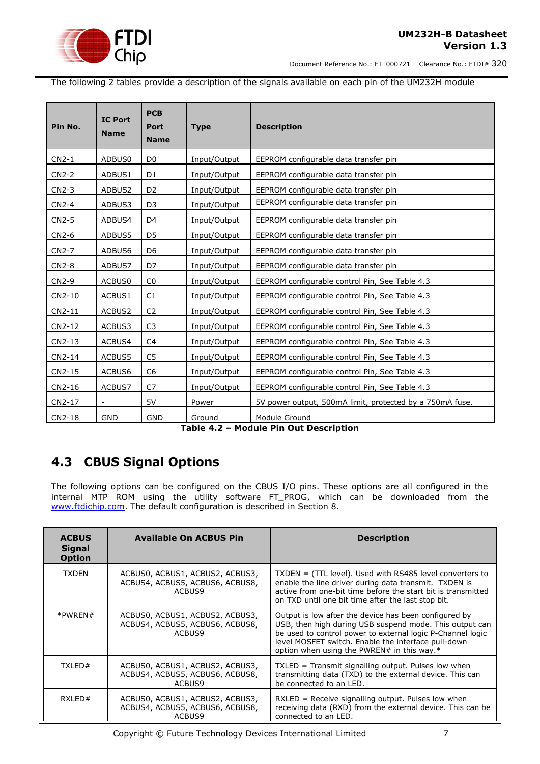The following 2 tables provide a description of the signals available on each pin of the UM232H module

| Pin No. | IC Port Name | PCB Port Name | Type | Description |
|---|---|---|---|---|
| CN2-1 | ADBUS0 | D0 | Input/Output | EEPROM configurable data transfer pin |
| CN2-2 | ADBUS1 | D1 | Input/Output | EEPROM configurable data transfer pin |
| CN2-3 | ADBUS2 | D2 | Input/Output | EEPROM configurable data transfer pin |
| CN2-4 | ADBUS3 | D3 | Input/Output | EEPROM configurable data transfer pin |
| CN2-5 | ADBUS4 | D4 | Input/Output | EEPROM configurable data transfer pin |
| CN2-6 | ADBUS5 | D5 | Input/Output | EEPROM configurable data transfer pin |
| CN2-7 | ADBUS6 | D6 | Input/Output | EEPROM configurable data transfer pin |
| CN2-8 | ADBUS7 | D7 | Input/Output | EEPROM configurable data transfer pin |
| CN2-9 | ACBUS0 | C0 | Input/Output | EEPROM configurable control Pin, See Table 4.3 |
| CN2-10 | ACBUS1 | C1 | Input/Output | EEPROM configurable control Pin, See Table 4.3 |
| CN2-11 | ACBUS2 | C2 | Input/Output | EEPROM configurable control Pin, See Table 4.3 |
| CN2-12 | ACBUS3 | C3 | Input/Output | EEPROM configurable control Pin, See Table 4.3 |
| CN2-13 | ACBUS4 | C4 | Input/Output | EEPROM configurable control Pin, See Table 4.3 |
| CN2-14 | ACBUS5 | C5 | Input/Output | EEPROM configurable control Pin, See Table 4.3 |
| CN2-15 | ACBUS6 | C6 | Input/Output | EEPROM configurable control Pin, See Table 4.3 |
| CN2-16 | ACBUS7 | C7 | Input/Output | EEPROM configurable control Pin, See Table 4.3 |
| CN2-17 | - | 5V | Power | 5V power output, 500mA limit, protected by a 750mA fuse. |
| CN2-18 | GND | GND | Ground | Module Ground |

**Table 4.2 – Module Pin Out Description**

## 4.3 CBUS Signal Options

The following options can be configured on the CBUS I/O pins. These options are all configured in the internal MTP ROM using the utility software FT_PROG, which can be downloaded from the www.ftdichip.com. The default configuration is described in Section 8.

| ACBUS Signal Option | Available On ACBUS Pin | Description |
|---|---|---|
| TXDEN | ACBUS0, ACBUS1, ACBUS2, ACBUS3, ACBUS4, ACBUS5, ACBUS6, ACBUS8, ACBUS9 | TXDEN = (TTL level). Used with RS485 level converters to enable the line driver during data transmit. TXDEN is active from one-bit time before the start bit is transmitted on TXD until one bit time after the last stop bit. |
| *PWREN# | ACBUS0, ACBUS1, ACBUS2, ACBUS3, ACBUS4, ACBUS5, ACBUS6, ACBUS8, ACBUS9 | Output is low after the device has been configured by USB, then high during USB suspend mode. This output can be used to control power to external logic P-Channel logic level MOSFET switch. Enable the interface pull-down option when using the PWREN# in this way.* |
| TXLED# | ACBUS0, ACBUS1, ACBUS2, ACBUS3, ACBUS4, ACBUS5, ACBUS6, ACBUS8, ACBUS9 | TXLED = Transmit signalling output. Pulses low when transmitting data (TXD) to the external device. This can be connected to an LED. |
| RXLED# | ACBUS0, ACBUS1, ACBUS2, ACBUS3, ACBUS4, ACBUS5, ACBUS6, ACBUS8, ACBUS9 | RXLED = Receive signalling output. Pulses low when receiving data (RXD) from the external device. This can be connected to an LED. |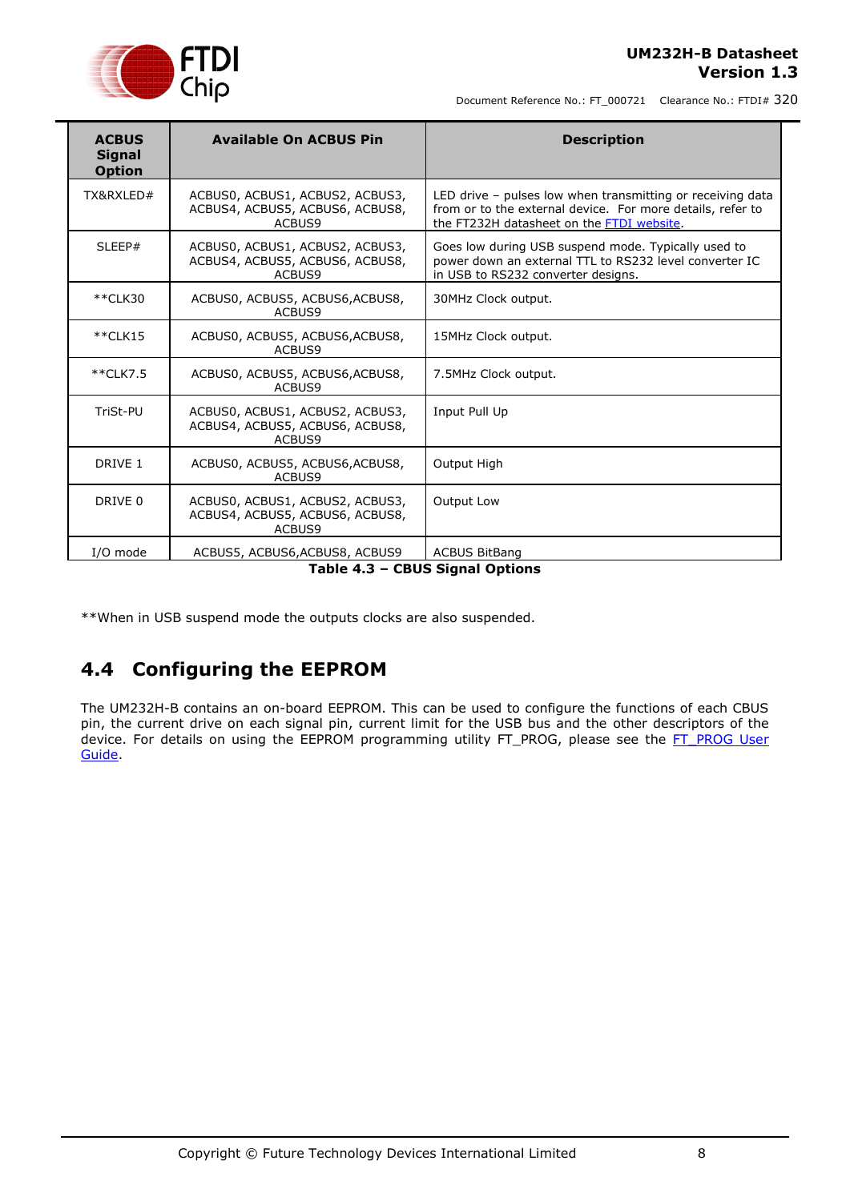| ACBUS Signal Option | Available On ACBUS Pin | Description |
|---|---|---|
| TX&RXLED# | ACBUS0, ACBUS1, ACBUS2, ACBUS3, ACBUS4, ACBUS5, ACBUS6, ACBUS8, ACBUS9 | LED drive – pulses low when transmitting or receiving data from or to the external device. For more details, refer to the FT232H datasheet on the FTDI website. |
| SLEEP# | ACBUS0, ACBUS1, ACBUS2, ACBUS3, ACBUS4, ACBUS5, ACBUS6, ACBUS8, ACBUS9 | Goes low during USB suspend mode. Typically used to power down an external TTL to RS232 level converter IC in USB to RS232 converter designs. |
| **CLK30 | ACBUS0, ACBUS5, ACBUS6,ACBUS8, ACBUS9 | 30MHz Clock output. |
| **CLK15 | ACBUS0, ACBUS5, ACBUS6,ACBUS8, ACBUS9 | 15MHz Clock output. |
| **CLK7.5 | ACBUS0, ACBUS5, ACBUS6,ACBUS8, ACBUS9 | 7.5MHz Clock output. |
| TriSt-PU | ACBUS0, ACBUS1, ACBUS2, ACBUS3, ACBUS4, ACBUS5, ACBUS6, ACBUS8, ACBUS9 | Input Pull Up |
| DRIVE 1 | ACBUS0, ACBUS5, ACBUS6,ACBUS8, ACBUS9 | Output High |
| DRIVE 0 | ACBUS0, ACBUS1, ACBUS2, ACBUS3, ACBUS4, ACBUS5, ACBUS6, ACBUS8, ACBUS9 | Output Low |
| I/O mode | ACBUS5, ACBUS6,ACBUS8, ACBUS9 | ACBUS BitBang |

**Table 4.3 – CBUS Signal Options**

**When in USB suspend mode the outputs clocks are also suspended.

## 4.4 Configuring the EEPROM

The UM232H-B contains an on-board EEPROM. This can be used to configure the functions of each CBUS pin, the current drive on each signal pin, current limit for the USB bus and the other descriptors of the device. For details on using the EEPROM programming utility FT_PROG, please see the FT_PROG User Guide.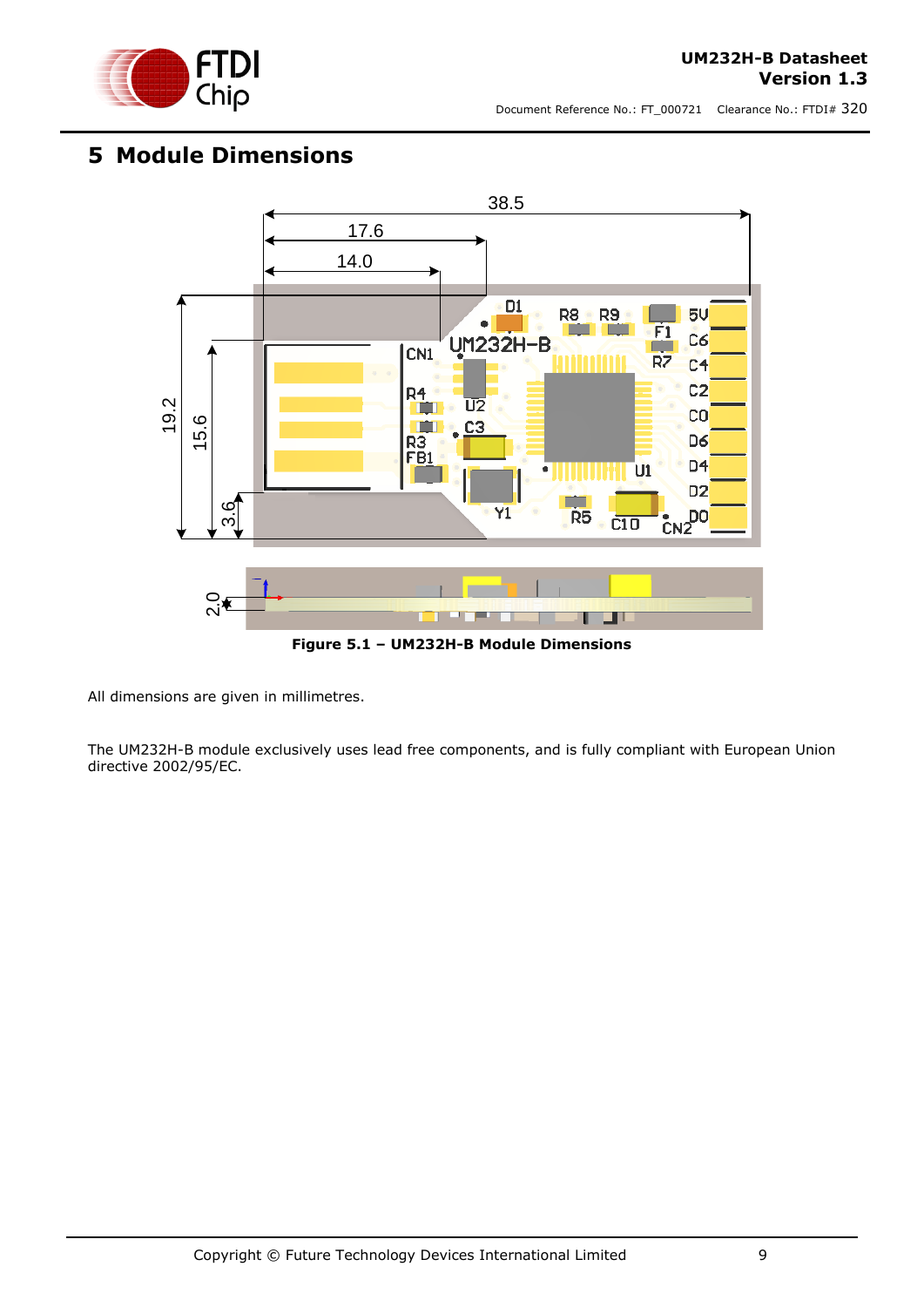# 5 Module Dimensions

Figure 5.1 – UM232H-B Module Dimensions

All dimensions are given in millimetres.

The UM232H-B module exclusively uses lead free components, and is fully compliant with European Union directive 2002/95/EC.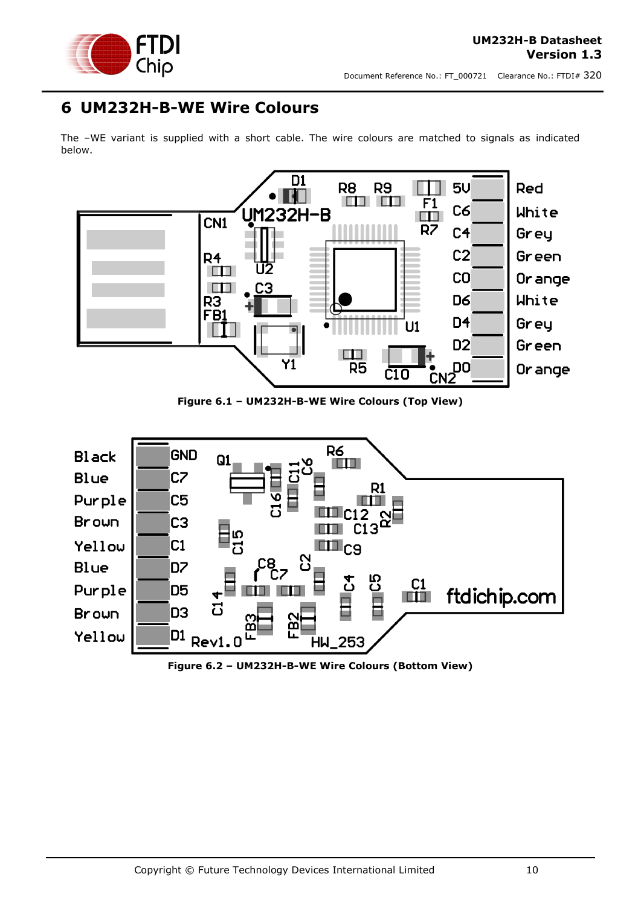# 6 UM232H-B-WE Wire Colours

The –WE variant is supplied with a short cable. The wire colours are matched to signals as indicated below.

| Signal | Wire Colour |
|---|---|
| 5V | Red |
| C6 | White |
| C4 | Grey |
| C2 | Green |
| C0 | Orange |
| D6 | White |
| D4 | Grey |
| D2 | Green |
| D0 | Orange |

**Figure 6.1 – UM232H-B-WE Wire Colours (Top View)**

| Wire Colour | Signal |
|---|---|
| Black | GND |
| Blue | C7 |
| Purple | C5 |
| Brown | C3 |
| Yellow | C1 |
| Blue | D7 |
| Purple | D5 |
| Brown | D3 |
| Yellow | D1 |

**Figure 6.2 – UM232H-B-WE Wire Colours (Bottom View)**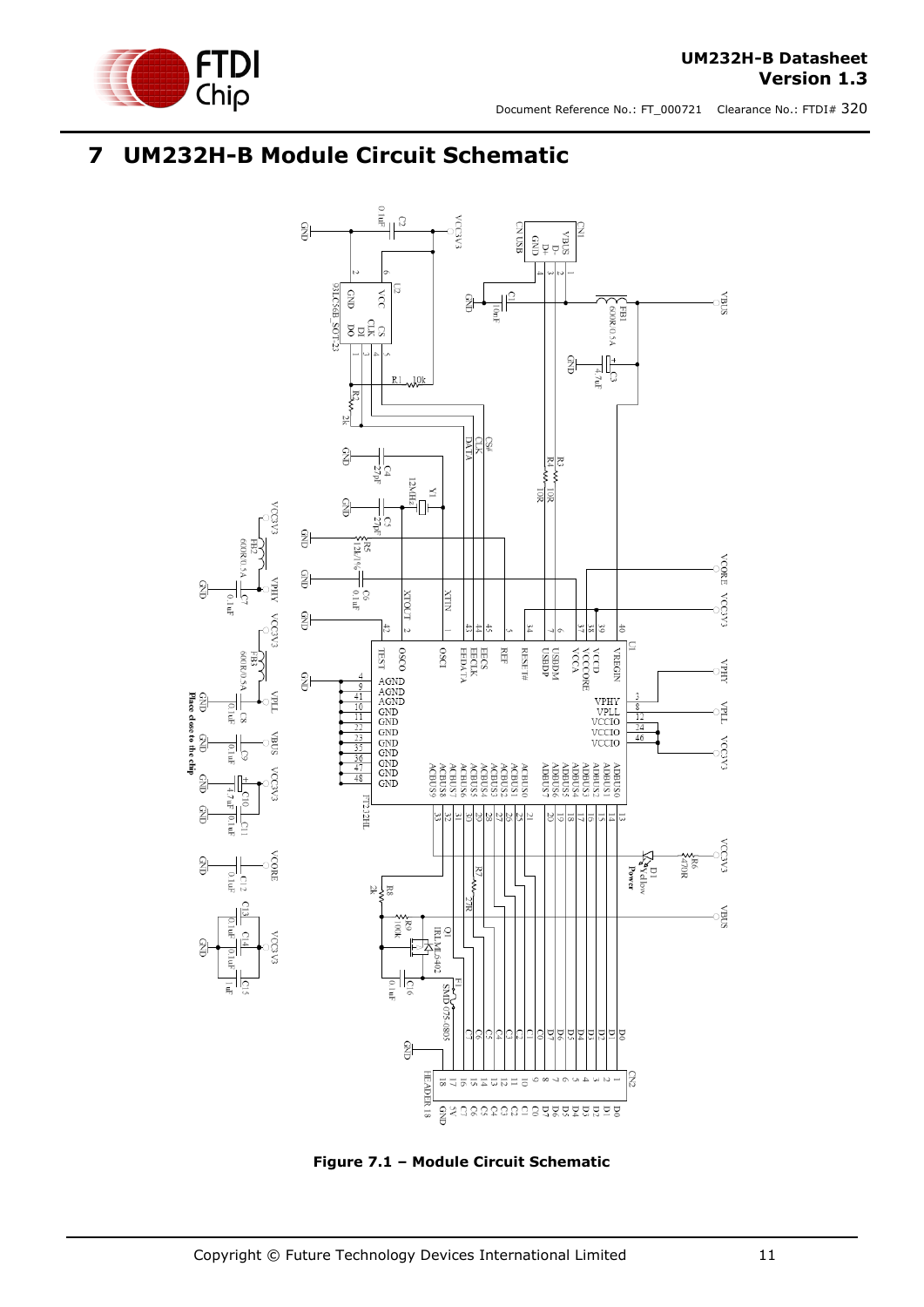# 7 UM232H-B Module Circuit Schematic

Figure 7.1 – Module Circuit Schematic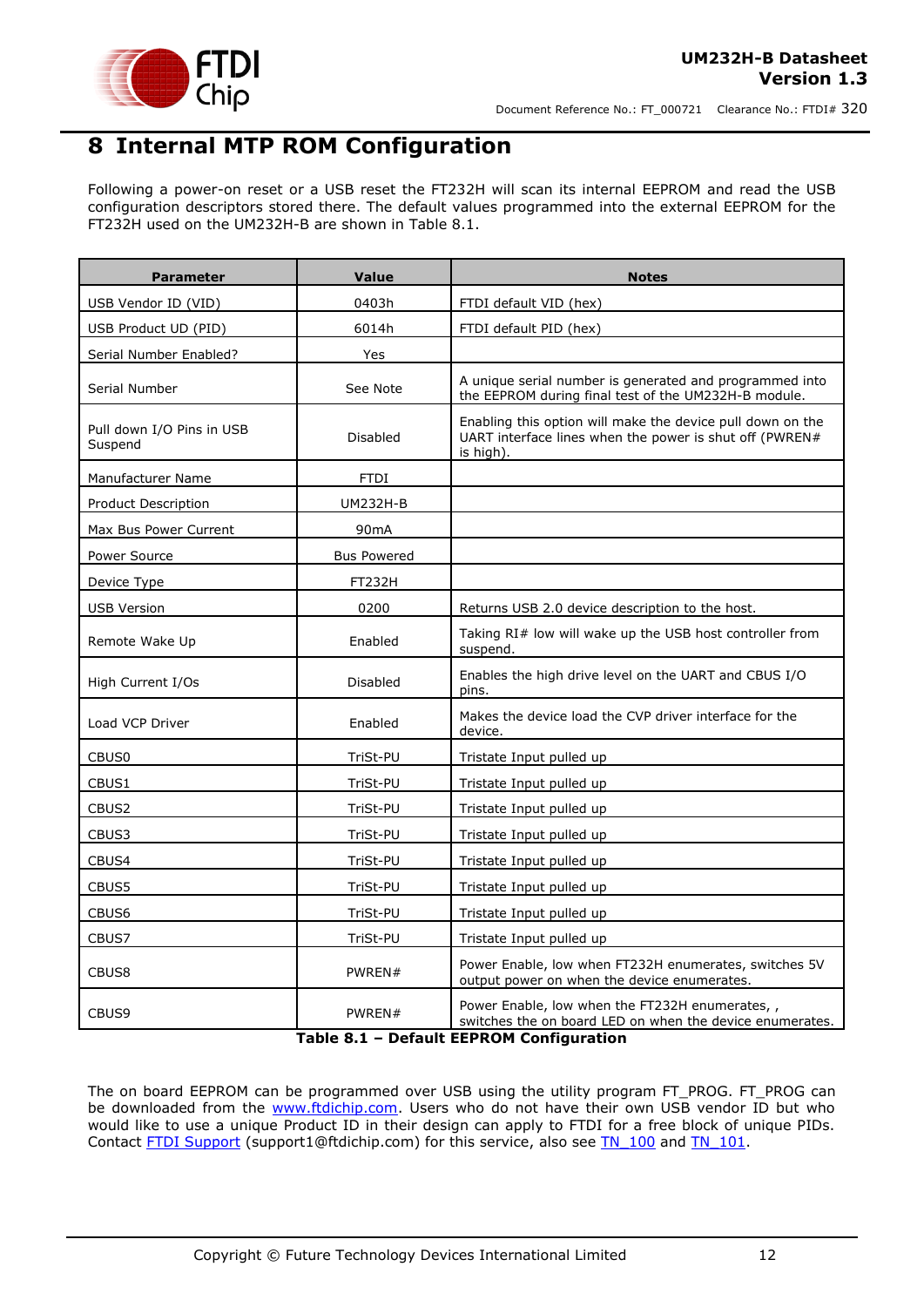# 8 Internal MTP ROM Configuration

Following a power-on reset or a USB reset the FT232H will scan its internal EEPROM and read the USB configuration descriptors stored there. The default values programmed into the external EEPROM for the FT232H used on the UM232H-B are shown in Table 8.1.

| Parameter | Value | Notes |
|---|---|---|
| USB Vendor ID (VID) | 0403h | FTDI default VID (hex) |
| USB Product UD (PID) | 6014h | FTDI default PID (hex) |
| Serial Number Enabled? | Yes | |
| Serial Number | See Note | A unique serial number is generated and programmed into the EEPROM during final test of the UM232H-B module. |
| Pull down I/O Pins in USB Suspend | Disabled | Enabling this option will make the device pull down on the UART interface lines when the power is shut off (PWREN# is high). |
| Manufacturer Name | FTDI | |
| Product Description | UM232H-B | |
| Max Bus Power Current | 90mA | |
| Power Source | Bus Powered | |
| Device Type | FT232H | |
| USB Version | 0200 | Returns USB 2.0 device description to the host. |
| Remote Wake Up | Enabled | Taking RI# low will wake up the USB host controller from suspend. |
| High Current I/Os | Disabled | Enables the high drive level on the UART and CBUS I/O pins. |
| Load VCP Driver | Enabled | Makes the device load the CVP driver interface for the device. |
| CBUS0 | TriSt-PU | Tristate Input pulled up |
| CBUS1 | TriSt-PU | Tristate Input pulled up |
| CBUS2 | TriSt-PU | Tristate Input pulled up |
| CBUS3 | TriSt-PU | Tristate Input pulled up |
| CBUS4 | TriSt-PU | Tristate Input pulled up |
| CBUS5 | TriSt-PU | Tristate Input pulled up |
| CBUS6 | TriSt-PU | Tristate Input pulled up |
| CBUS7 | TriSt-PU | Tristate Input pulled up |
| CBUS8 | PWREN# | Power Enable, low when FT232H enumerates, switches 5V output power on when the device enumerates. |
| CBUS9 | PWREN# | Power Enable, low when the FT232H enumerates, , switches the on board LED on when the device enumerates. |

**Table 8.1 – Default EEPROM Configuration**

The on board EEPROM can be programmed over USB using the utility program FT_PROG. FT_PROG can be downloaded from the www.ftdichip.com. Users who do not have their own USB vendor ID but who would like to use a unique Product ID in their design can apply to FTDI for a free block of unique PIDs. Contact FTDI Support (support1@ftdichip.com) for this service, also see TN_100 and TN_101.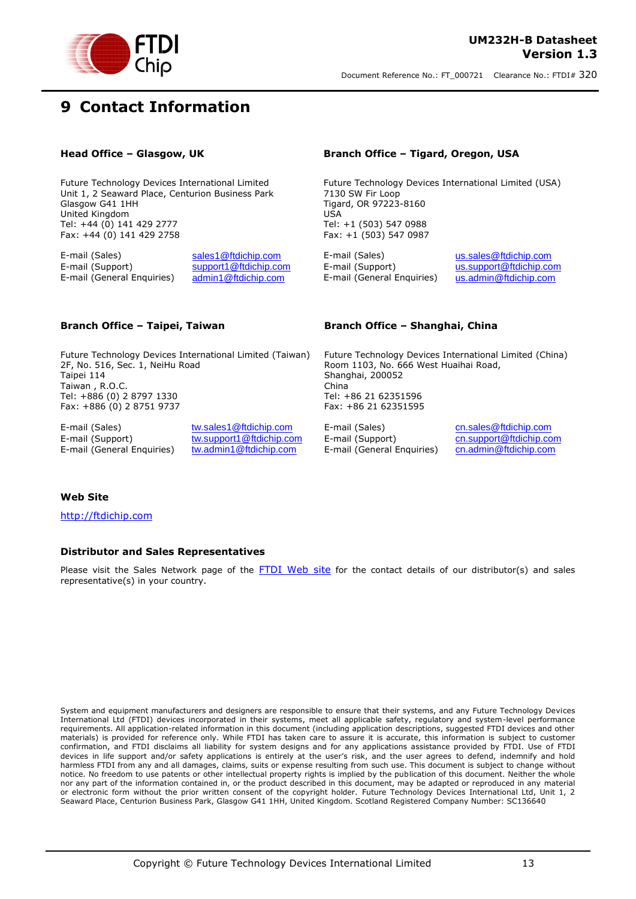# 9 Contact Information

**Head Office – Glasgow, UK**

Future Technology Devices International Limited
Unit 1, 2 Seaward Place, Centurion Business Park
Glasgow G41 1HH
United Kingdom
Tel: +44 (0) 141 429 2777
Fax: +44 (0) 141 429 2758

| | |
|---|---|
| E-mail (Sales) | sales1@ftdichip.com |
| E-mail (Support) | support1@ftdichip.com |
| E-mail (General Enquiries) | admin1@ftdichip.com |

**Branch Office – Tigard, Oregon, USA**

Future Technology Devices International Limited (USA)
7130 SW Fir Loop
Tigard, OR 97223-8160
USA
Tel: +1 (503) 547 0988
Fax: +1 (503) 547 0987

| | |
|---|---|
| E-mail (Sales) | us.sales@ftdichip.com |
| E-mail (Support) | us.support@ftdichip.com |
| E-mail (General Enquiries) | us.admin@ftdichip.com |

**Branch Office – Taipei, Taiwan**

Future Technology Devices International Limited (Taiwan)
2F, No. 516, Sec. 1, NeiHu Road
Taipei 114
Taiwan , R.O.C.
Tel: +886 (0) 2 8797 1330
Fax: +886 (0) 2 8751 9737

| | |
|---|---|
| E-mail (Sales) | tw.sales1@ftdichip.com |
| E-mail (Support) | tw.support1@ftdichip.com |
| E-mail (General Enquiries) | tw.admin1@ftdichip.com |

**Branch Office – Shanghai, China**

Future Technology Devices International Limited (China)
Room 1103, No. 666 West Huaihai Road,
Shanghai, 200052
China
Tel: +86 21 62351596
Fax: +86 21 62351595

| | |
|---|---|
| E-mail (Sales) | cn.sales@ftdichip.com |
| E-mail (Support) | cn.support@ftdichip.com |
| E-mail (General Enquiries) | cn.admin@ftdichip.com |

**Web Site**

http://ftdichip.com

**Distributor and Sales Representatives**

Please visit the Sales Network page of the FTDI Web site for the contact details of our distributor(s) and sales representative(s) in your country.

System and equipment manufacturers and designers are responsible to ensure that their systems, and any Future Technology Devices International Ltd (FTDI) devices incorporated in their systems, meet all applicable safety, regulatory and system-level performance requirements. All application-related information in this document (including application descriptions, suggested FTDI devices and other materials) is provided for reference only. While FTDI has taken care to assure it is accurate, this information is subject to customer confirmation, and FTDI disclaims all liability for system designs and for any applications assistance provided by FTDI. Use of FTDI devices in life support and/or safety applications is entirely at the user's risk, and the user agrees to defend, indemnify and hold harmless FTDI from any and all damages, claims, suits or expense resulting from such use. This document is subject to change without notice. No freedom to use patents or other intellectual property rights is implied by the publication of this document. Neither the whole nor any part of the information contained in, or the product described in this document, may be adapted or reproduced in any material or electronic form without the prior written consent of the copyright holder. Future Technology Devices International Ltd, Unit 1, 2 Seaward Place, Centurion Business Park, Glasgow G41 1HH, United Kingdom. Scotland Registered Company Number: SC136640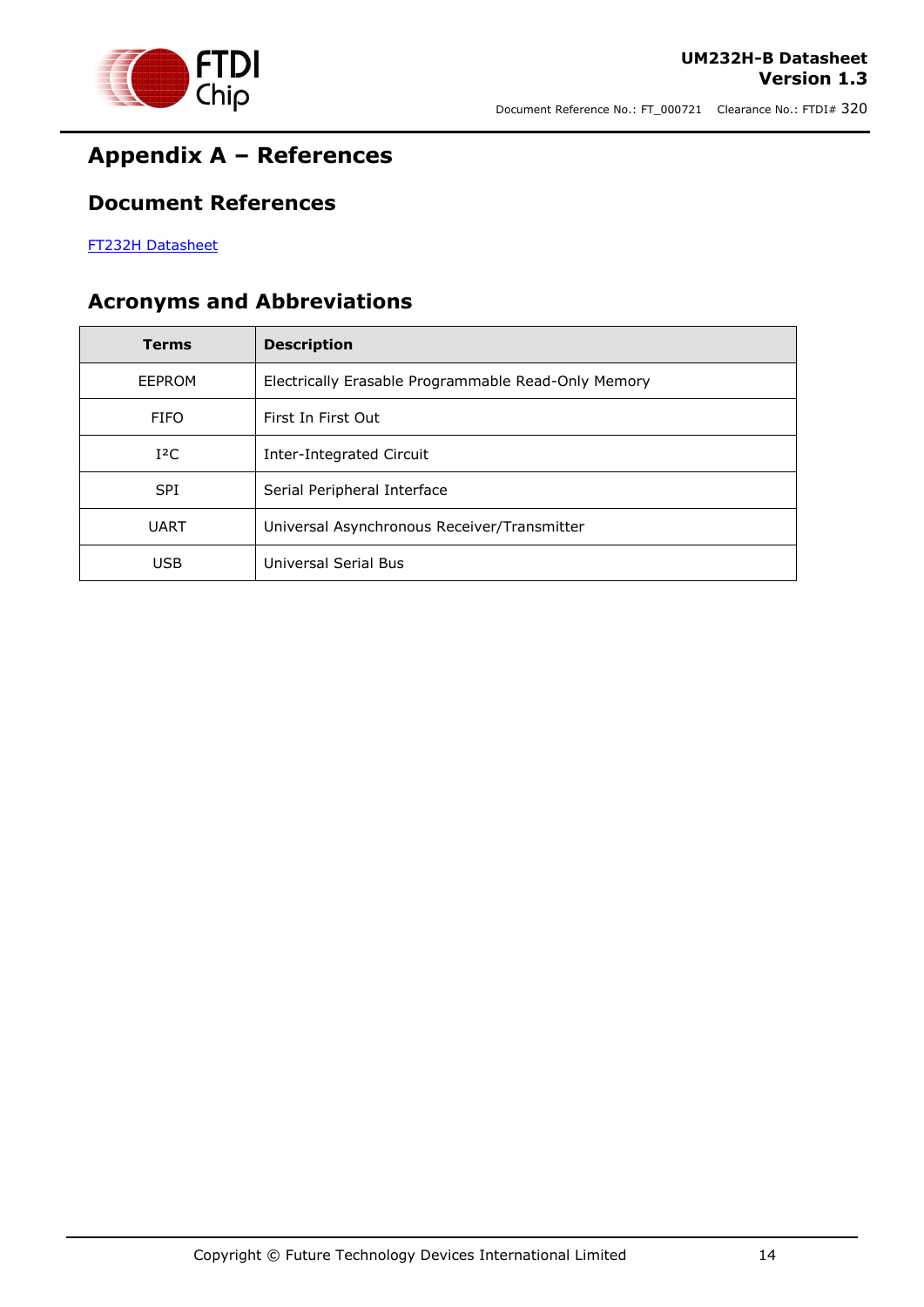# Appendix A – References

## Document References

[FT232H Datasheet]

## Acronyms and Abbreviations

| Terms | Description |
| --- | --- |
| EEPROM | Electrically Erasable Programmable Read-Only Memory |
| FIFO | First In First Out |
| I²C | Inter-Integrated Circuit |
| SPI | Serial Peripheral Interface |
| UART | Universal Asynchronous Receiver/Transmitter |
| USB | Universal Serial Bus |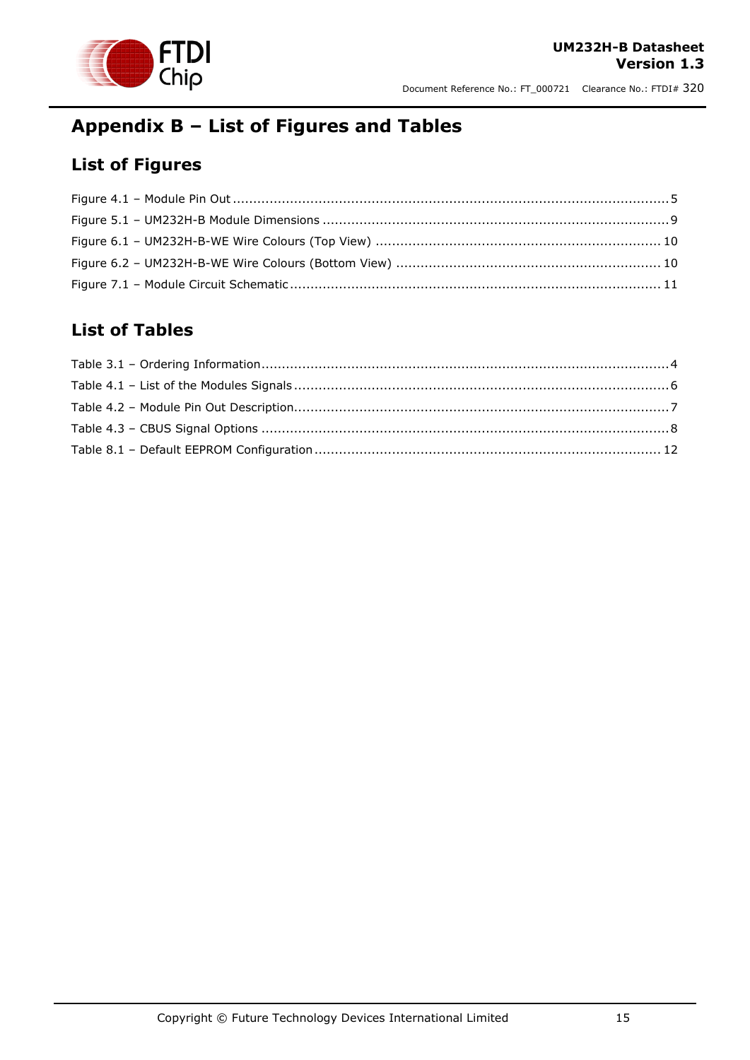# Appendix B – List of Figures and Tables

## List of Figures

Figure 4.1 – Module Pin Out ........................................................................................................5

Figure 5.1 – UM232H-B Module Dimensions ...................................................................................9

Figure 6.1 – UM232H-B-WE Wire Colours (Top View) ..................................................................... 10

Figure 6.2 – UM232H-B-WE Wire Colours (Bottom View) ................................................................ 10

Figure 7.1 – Module Circuit Schematic .......................................................................................... 11

## List of Tables

Table 3.1 – Ordering Information...................................................................................................4

Table 4.1 – List of the Modules Signals ...........................................................................................6

Table 4.2 – Module Pin Out Description...........................................................................................7

Table 4.3 – CBUS Signal Options ...................................................................................................8

Table 8.1 – Default EEPROM Configuration .................................................................................... 12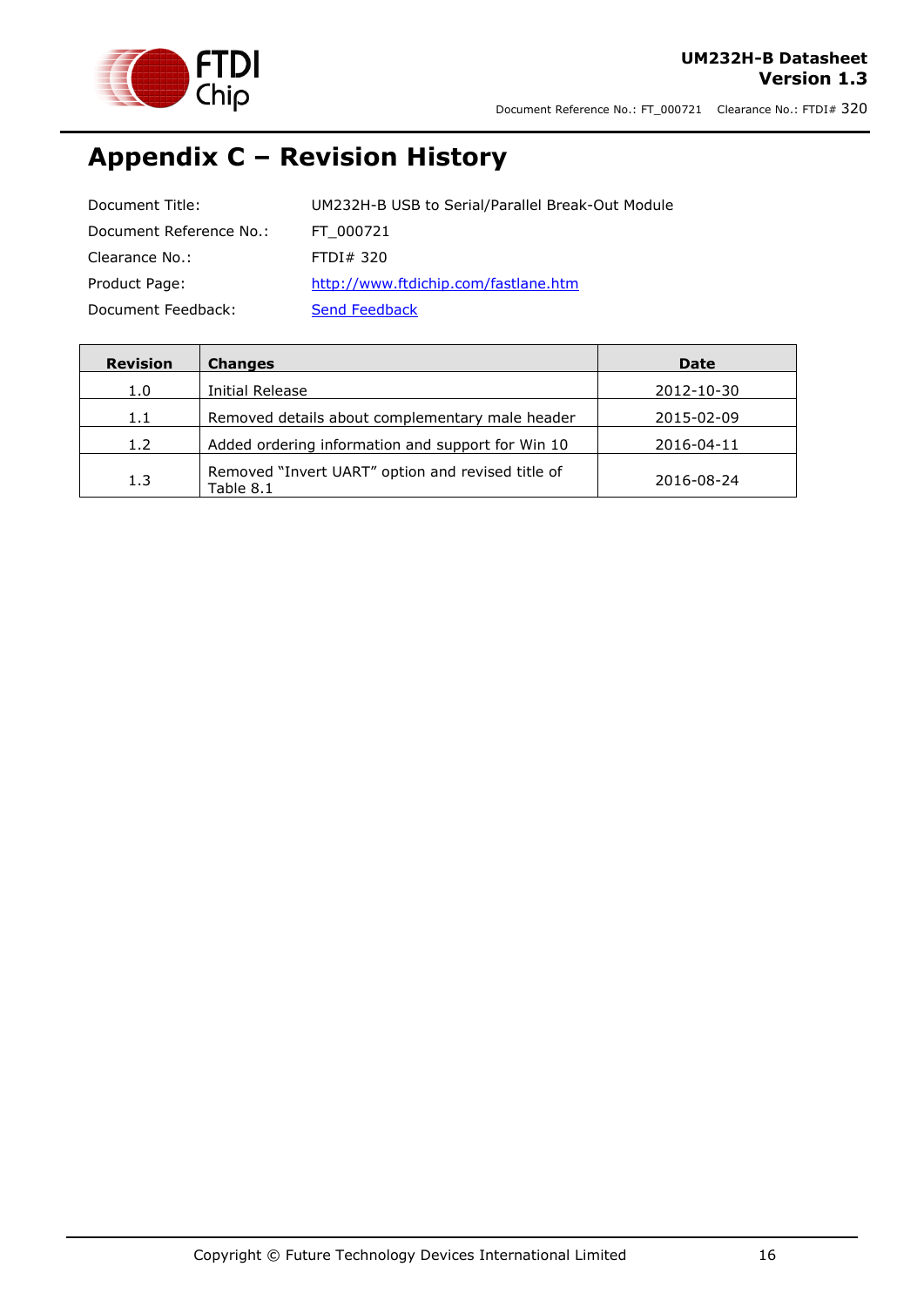# Appendix C – Revision History

Document Title: UM232H-B USB to Serial/Parallel Break-Out Module

Document Reference No.: FT_000721

Clearance No.: FTDI# 320

Product Page: [http://www.ftdichip.com/fastlane.htm](http://www.ftdichip.com/fastlane.htm)

Document Feedback: Send Feedback

| Revision | Changes | Date |
|---|---|---|
| 1.0 | Initial Release | 2012-10-30 |
| 1.1 | Removed details about complementary male header | 2015-02-09 |
| 1.2 | Added ordering information and support for Win 10 | 2016-04-11 |
| 1.3 | Removed "Invert UART" option and revised title of Table 8.1 | 2016-08-24 |